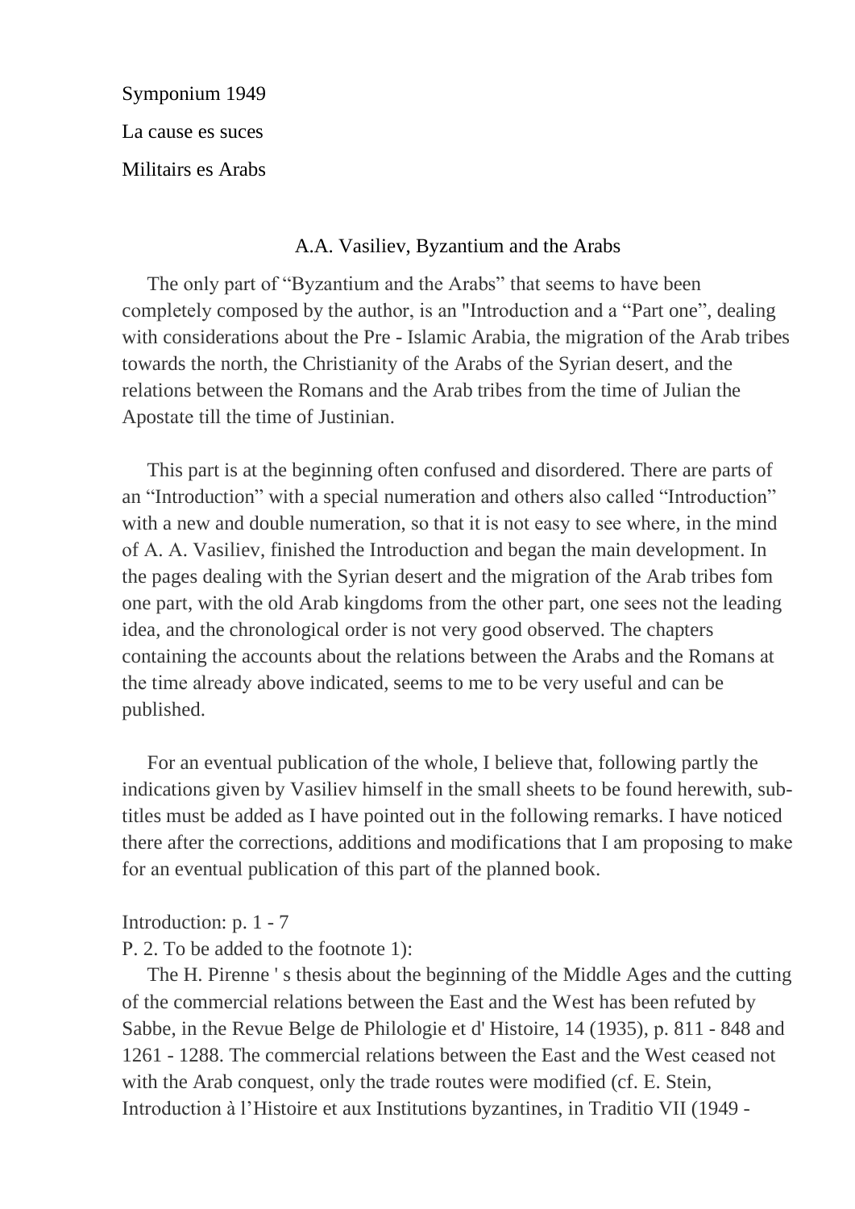Symponium 1949

La cause es suces

Militairs es Arabs

## A.A. Vasiliev, Byzantium and the Arabs

The only part of "Byzantium and the Arabs" that seems to have been completely composed by the author, is an "Introduction and a "Part one", dealing with considerations about the Pre - Islamic Arabia, the migration of the Arab tribes towards the north, the Christianity of the Arabs of the Syrian desert, and the relations between the Romans and the Arab tribes from the time of Julian the Apostate till the time of Justinian.

This part is at the beginning often confused and disordered. There are parts of an "Introduction" with a special numeration and others also called "Introduction" with a new and double numeration, so that it is not easy to see where, in the mind of A. A. Vasiliev, finished the Introduction and began the main development. In the pages dealing with the Syrian desert and the migration of the Arab tribes fom one part, with the old Arab kingdoms from the other part, one sees not the leading idea, and the chronological order is not very good observed. The chapters containing the accounts about the relations between the Arabs and the Romans at the time already above indicated, seems to me to be very useful and can be published.

For an eventual publication of the whole, I believe that, following partly the indications given by Vasiliev himself in the small sheets to be found herewith, sub-titles must be added as I have pointed out in the following remarks. I have noticed there after the corrections, additions and modifications that I am proposing to make for an eventual publication of this part of the planned book.

Introduction: p. 1 - 7

P. 2. To be added to the footnote 1):

The H. Pirenne ' s thesis about the beginning of the Middle Ages and the cutting of the commercial relations between the East and the West has been refuted by Sabbe, in the Revue Belge de Philologie et d' Histoire, 14 (1935), p. 811 - 848 and 1261 - 1288. The commercial relations between the East and the West ceased not with the Arab conquest, only the trade routes were modified (cf. E. Stein, Introduction à l'Histoire et aux Institutions byzantines, in Traditio VII (1949 -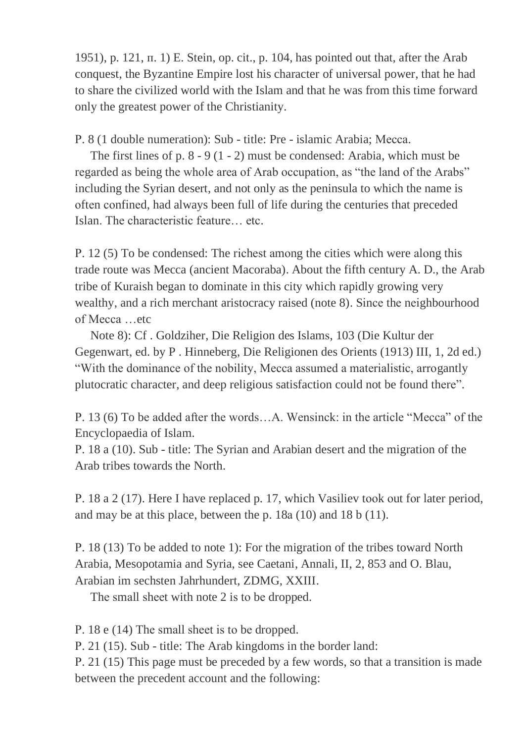1951), p. 121, п. 1) E. Stein, op. cit., p. 104, has pointed out that, after the Arab conquest, the Byzantine Empire lost his character of universal power, that he had to share the civilized world with the Islam and that he was from this time forward only the greatest power of the Christianity.

P. 8 (1 double numeration): Sub - title: Pre - islamic Arabia; Mecca.

The first lines of p. 8 - 9 (1 - 2) must be condensed: Arabia, which must be regarded as being the whole area of Arab occupation, as "the land of the Arabs" including the Syrian desert, and not only as the peninsula to which the name is often confined, had always been full of life during the centuries that preceded Islan. The characteristic feature… etc.

P. 12 (5) To be condensed: The richest among the cities which were along this trade route was Mecca (ancient Macoraba). About the fifth century A. D., the Arab tribe of Kuraish began to dominate in this city which rapidly growing very wealthy, and a rich merchant aristocracy raised (note 8). Since the neighbourhood of Mecca …etc

Note 8): Cf . Goldziher, Die Religion des Islams, 103 (Die Kultur der Gegenwart, ed. by P . Hinneberg, Die Religionen des Orients (1913) III, 1, 2d ed.) "With the dominance of the nobility, Mecca assumed a materialistic, arrogantly plutocratic character, and deep religious satisfaction could not be found there".

P. 13 (6) To be added after the words…A. Wensinck: in the article "Mecca" of the Encyclopaedia of Islam.

P. 18 a (10). Sub - title: The Syrian and Arabian desert and the migration of the Arab tribes towards the North.

P. 18 a 2 (17). Here I have replaced p. 17, which Vasiliev took out for later period, and may be at this place, between the p. 18a (10) and 18 b (11).

P. 18 (13) To be added to note 1): For the migration of the tribes toward North Arabia, Mesopotamia and Syria, see Caetani, Annali, II, 2, 853 and O. Blau, Arabian im sechsten Jahrhundert, ZDMG, XXIII.

The small sheet with note 2 is to be dropped.

P. 18 e (14) The small sheet is to be dropped.

P. 21 (15). Sub - title: The Arab kingdoms in the border land:

P. 21 (15) This page must be preceded by a few words, so that a transition is made between the precedent account and the following: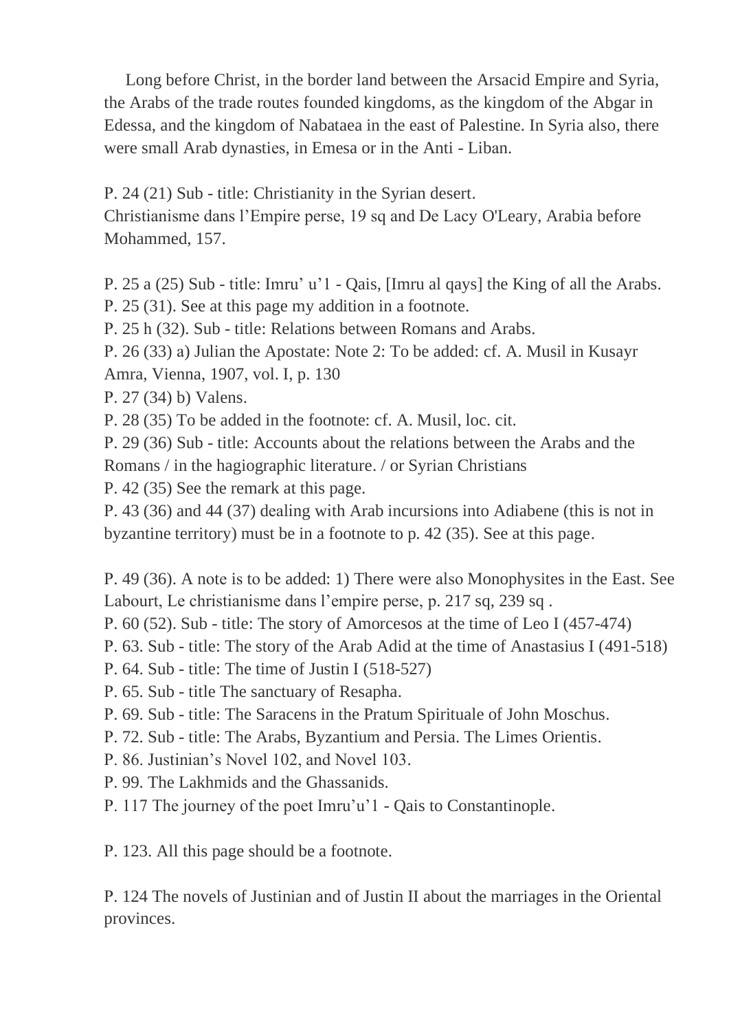Long before Christ, in the border land between the Arsacid Empire and Syria, the Arabs of the trade routes founded kingdoms, as the kingdom of the Abgar in Edessa, and the kingdom of Nabataea in the east of Palestine. In Syria also, there were small Arab dynasties, in Emesa or in the Anti - Liban.

P. 24 (21) Sub - title: Christianity in the Syrian desert.
Christianisme dans l'Empire perse, 19 sq and De Lacy O'Leary, Arabia before Mohammed, 157.

P. 25 a (25) Sub - title: Imru' u'l - Qais, [Imru al qays] the King of all the Arabs.
P. 25 (31). See at this page my addition in a footnote.
P. 25 h (32). Sub - title: Relations between Romans and Arabs.
P. 26 (33) a) Julian the Apostate: Note 2: To be added: cf. A. Musil in Kusayr Amra, Vienna, 1907, vol. I, p. 130
P. 27 (34) b) Valens.
P. 28 (35) To be added in the footnote: cf. A. Musil, loc. cit.
P. 29 (36) Sub - title: Accounts about the relations between the Arabs and the Romans / in the hagiographic literature. / or Syrian Christians
P. 42 (35) See the remark at this page.
P. 43 (36) and 44 (37) dealing with Arab incursions into Adiabene (this is not in byzantine territory) must be in a footnote to p. 42 (35). See at this page.

P. 49 (36). A note is to be added: 1) There were also Monophysites in the East. See Labourt, Le christianisme dans l'empire perse, p. 217 sq, 239 sq .
P. 60 (52). Sub - title: The story of Amorcesos at the time of Leo I (457-474)
P. 63. Sub - title: The story of the Arab Adid at the time of Anastasius I (491-518)
P. 64. Sub - title: The time of Justin I (518-527)
P. 65. Sub - title The sanctuary of Resapha.
P. 69. Sub - title: The Saracens in the Pratum Spirituale of John Moschus.
P. 72. Sub - title: The Arabs, Byzantium and Persia. The Limes Orientis.
P. 86. Justinian's Novel 102, and Novel 103.
P. 99. The Lakhmids and the Ghassanids.
P. 117 The journey of the poet Imru'u'l - Qais to Constantinople.

P. 123. All this page should be a footnote.

P. 124 The novels of Justinian and of Justin II about the marriages in the Oriental provinces.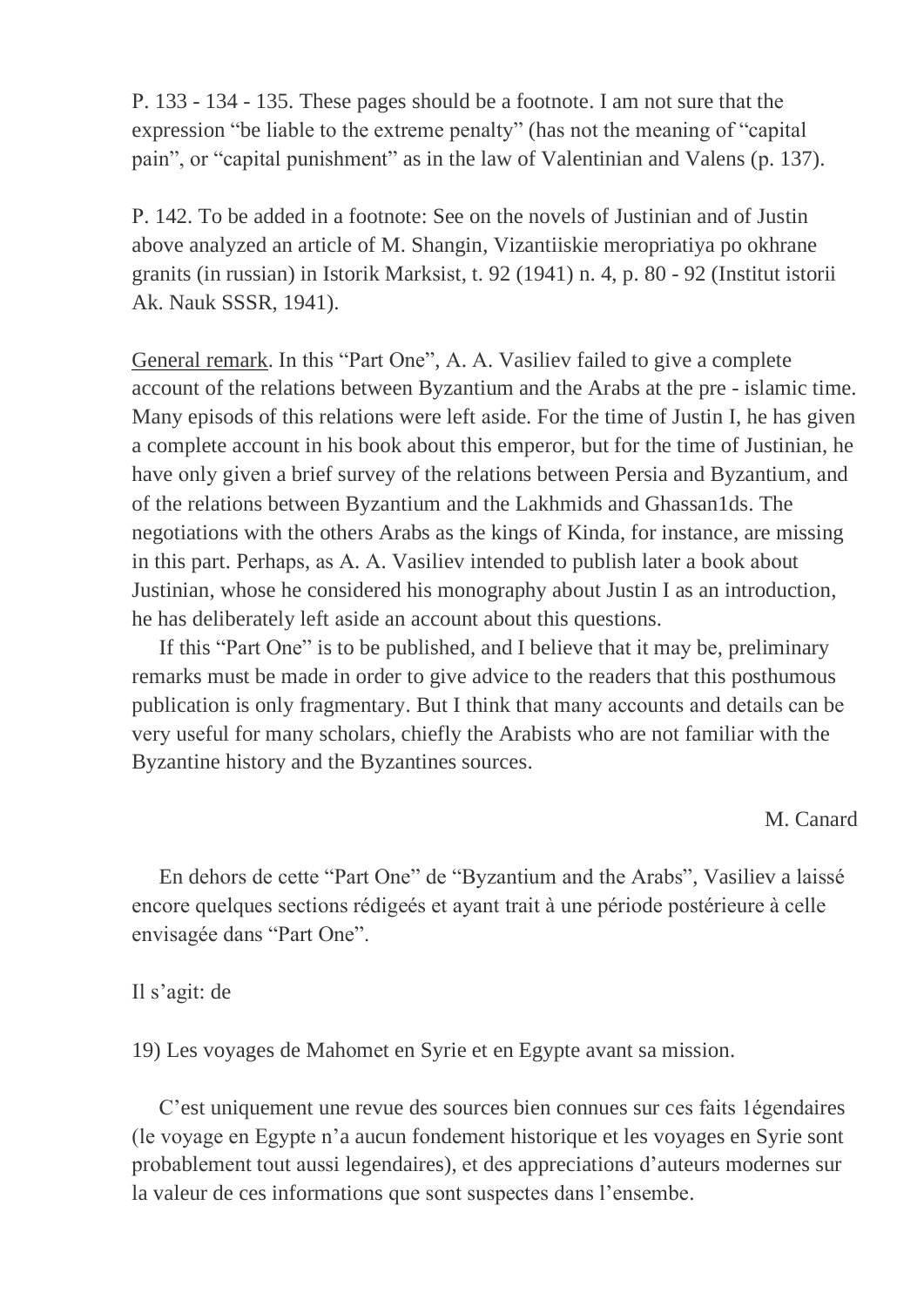P. 133 - 134 - 135. These pages should be a footnote. I am not sure that the expression "be liable to the extreme penalty" (has not the meaning of "capital pain", or "capital punishment" as in the law of Valentinian and Valens (p. 137).

P. 142. To be added in a footnote: See on the novels of Justinian and of Justin above analyzed an article of M. Shangin, Vizantiiskie meropriatiya po okhrane granits (in russian) in Istorik Marksist, t. 92 (1941) n. 4, p. 80 - 92 (Institut istorii Ak. Nauk SSSR, 1941).

General remark. In this "Part One", A. A. Vasiliev failed to give a complete account of the relations between Byzantium and the Arabs at the pre - islamic time. Many episods of this relations were left aside. For the time of Justin I, he has given a complete account in his book about this emperor, but for the time of Justinian, he have only given a brief survey of the relations between Persia and Byzantium, and of the relations between Byzantium and the Lakhmids and Ghassan1ds. The negotiations with the others Arabs as the kings of Kinda, for instance, are missing in this part. Perhaps, as A. A. Vasiliev intended to publish later a book about Justinian, whose he considered his monography about Justin I as an introduction, he has deliberately left aside an account about this questions.

If this "Part One" is to be published, and I believe that it may be, preliminary remarks must be made in order to give advice to the readers that this posthumous publication is only fragmentary. But I think that many accounts and details can be very useful for many scholars, chiefly the Arabists who are not familiar with the Byzantine history and the Byzantines sources.

M. Canard

En dehors de cette "Part One" de "Byzantium and the Arabs", Vasiliev a laissé encore quelques sections rédigeés et ayant trait à une période postérieure à celle envisagée dans "Part One".

Il s'agit: de

19) Les voyages de Mahomet en Syrie et en Egypte avant sa mission.

C'est uniquement une revue des sources bien connues sur ces faits 1égendaires (le voyage en Egypte n'a aucun fondement historique et les voyages en Syrie sont probablement tout aussi legendaires), et des appreciations d'auteurs modernes sur la valeur de ces informations que sont suspectes dans l'ensembe.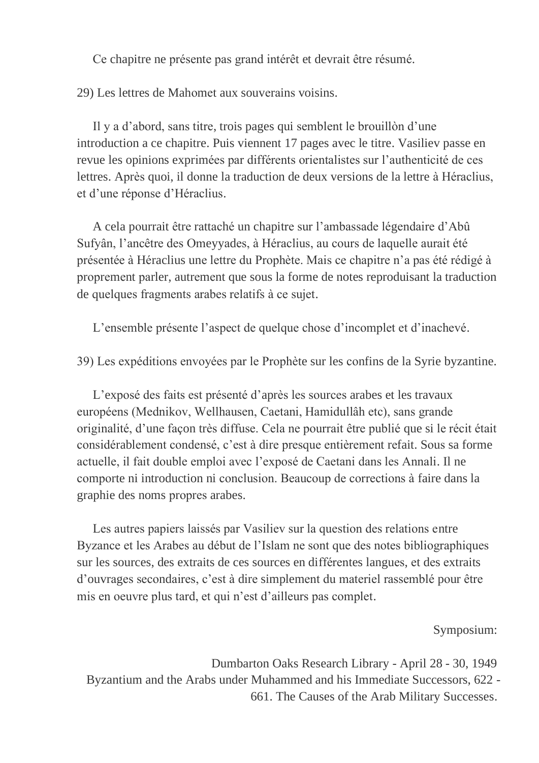Ce chapitre ne présente pas grand intérêt et devrait être résumé.

29) Les lettres de Mahomet aux souverains voisins.

Il y a d'abord, sans titre, trois pages qui semblent le brouillòn d'une introduction a ce chapitre. Puis viennent 17 pages avec le titre. Vasiliev passe en revue les opinions exprimées par différents orientalistes sur l'authenticité de ces lettres. Après quoi, il donne la traduction de deux versions de la lettre à Héraclius, et d'une réponse d'Héraclius.

A cela pourrait être rattaché un chapitre sur l'ambassade légendaire d'Abû Sufyân, l'ancêtre des Omeyyades, à Héraclius, au cours de laquelle aurait été présentée à Héraclius une lettre du Prophète. Mais ce chapitre n'a pas été rédigé à proprement parler, autrement que sous la forme de notes reproduisant la traduction de quelques fragments arabes relatifs à ce sujet.

L'ensemble présente l'aspect de quelque chose d'incomplet et d'inachevé.

39) Les expéditions envoyées par le Prophète sur les confins de la Syrie byzantine.

L'exposé des faits est présenté d'après les sources arabes et les travaux européens (Mednikov, Wellhausen, Caetani, Hamidullâh etc), sans grande originalité, d'une façon très diffuse. Cela ne pourrait être publié que si le récit était considérablement condensé, c'est à dire presque entièrement refait. Sous sa forme actuelle, il fait double emploi avec l'exposé de Caetani dans les Annali. Il ne comporte ni introduction ni conclusion. Beaucoup de corrections à faire dans la graphie des noms propres arabes.

Les autres papiers laissés par Vasiliev sur la question des relations entre Byzance et les Arabes au début de l'Islam ne sont que des notes bibliographiques sur les sources, des extraits de ces sources en différentes langues, et des extraits d'ouvrages secondaires, c'est à dire simplement du materiel rassemblé pour être mis en oeuvre plus tard, et qui n'est d'ailleurs pas complet.

Symposium:

Dumbarton Oaks Research Library - April 28 - 30, 1949
Byzantium and the Arabs under Muhammed and his Immediate Successors, 622 - 661. The Causes of the Arab Military Successes.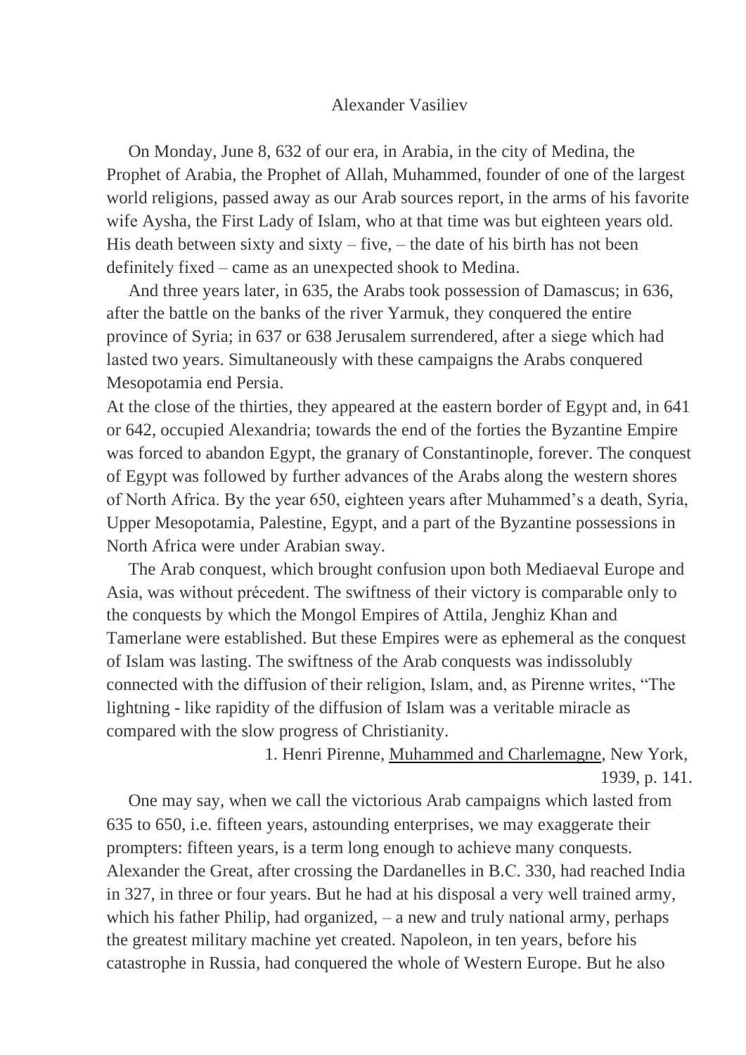Alexander Vasiliev

On Monday, June 8, 632 of our era, in Arabia, in the city of Medina, the Prophet of Arabia, the Prophet of Allah, Muhammed, founder of one of the largest world religions, passed away as our Arab sources report, in the arms of his favorite wife Aysha, the First Lady of Islam, who at that time was but eighteen years old. His death between sixty and sixty – five, – the date of his birth has not been definitely fixed – came as an unexpected shook to Medina.

And three years later, in 635, the Arabs took possession of Damascus; in 636, after the battle on the banks of the river Yarmuk, they conquered the entire province of Syria; in 637 or 638 Jerusalem surrendered, after a siege which had lasted two years. Simultaneously with these campaigns the Arabs conquered Mesopotamia end Persia.

At the close of the thirties, they appeared at the eastern border of Egypt and, in 641 or 642, occupied Alexandria; towards the end of the forties the Byzantine Empire was forced to abandon Egypt, the granary of Constantinople, forever. The conquest of Egypt was followed by further advances of the Arabs along the western shores of North Africa. By the year 650, eighteen years after Muhammed's a death, Syria, Upper Mesopotamia, Palestine, Egypt, and a part of the Byzantine possessions in North Africa were under Arabian sway.

The Arab conquest, which brought confusion upon both Mediaeval Europe and Asia, was without précedent. The swiftness of their victory is comparable only to the conquests by which the Mongol Empires of Attila, Jenghiz Khan and Tamerlane were established. But these Empires were as ephemeral as the conquest of Islam was lasting. The swiftness of the Arab conquests was indissolubly connected with the diffusion of their religion, Islam, and, as Pirenne writes, "The lightning - like rapidity of the diffusion of Islam was a veritable miracle as compared with the slow progress of Christianity.

1. Henri Pirenne, Muhammed and Charlemagne, New York, 1939, p. 141.

One may say, when we call the victorious Arab campaigns which lasted from 635 to 650, i.e. fifteen years, astounding enterprises, we may exaggerate their prompters: fifteen years, is a term long enough to achieve many conquests. Alexander the Great, after crossing the Dardanelles in B.C. 330, had reached India in 327, in three or four years. But he had at his disposal a very well trained army, which his father Philip, had organized, – a new and truly national army, perhaps the greatest military machine yet created. Napoleon, in ten years, before his catastrophe in Russia, had conquered the whole of Western Europe. But he also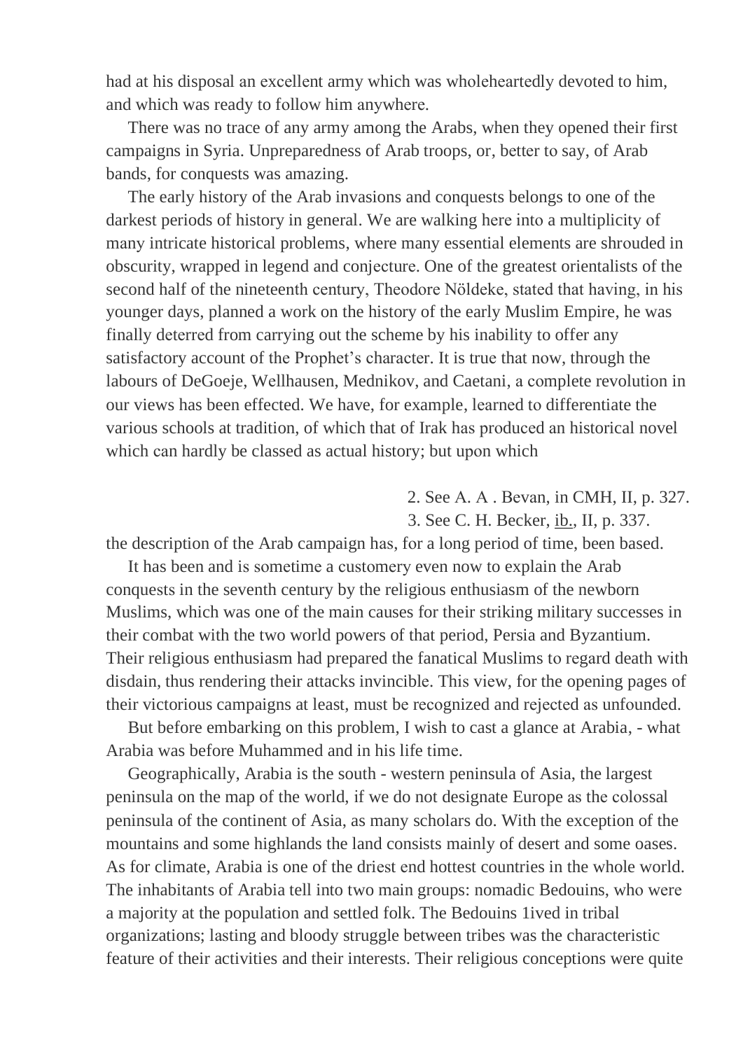had at his disposal an excellent army which was wholeheartedly devoted to him, and which was ready to follow him anywhere.

There was no trace of any army among the Arabs, when they opened their first campaigns in Syria. Unpreparedness of Arab troops, or, better to say, of Arab bands, for conquests was amazing.

The early history of the Arab invasions and conquests belongs to one of the darkest periods of history in general. We are walking here into a multiplicity of many intricate historical problems, where many essential elements are shrouded in obscurity, wrapped in legend and conjecture. One of the greatest orientalists of the second half of the nineteenth century, Theodore Nöldeke, stated that having, in his younger days, planned a work on the history of the early Muslim Empire, he was finally deterred from carrying out the scheme by his inability to offer any satisfactory account of the Prophet's character. It is true that now, through the labours of DeGoeje, Wellhausen, Mednikov, and Caetani, a complete revolution in our views has been effected. We have, for example, learned to differentiate the various schools at tradition, of which that of Irak has produced an historical novel which can hardly be classed as actual history; but upon which the description of the Arab campaign has, for a long period of time, been based.

It has been and is sometime a customery even now to explain the Arab conquests in the seventh century by the religious enthusiasm of the newborn Muslims, which was one of the main causes for their striking military successes in their combat with the two world powers of that period, Persia and Byzantium. Their religious enthusiasm had prepared the fanatical Muslims to regard death with disdain, thus rendering their attacks invincible. This view, for the opening pages of their victorious campaigns at least, must be recognized and rejected as unfounded.

But before embarking on this problem, I wish to cast a glance at Arabia, - what Arabia was before Muhammed and in his life time.

Geographically, Arabia is the south - western peninsula of Asia, the largest peninsula on the map of the world, if we do not designate Europe as the colossal peninsula of the continent of Asia, as many scholars do. With the exception of the mountains and some highlands the land consists mainly of desert and some oases. As for climate, Arabia is one of the driest end hottest countries in the whole world. The inhabitants of Arabia tell into two main groups: nomadic Bedouins, who were a majority at the population and settled folk. The Bedouins 1ived in tribal organizations; lasting and bloody struggle between tribes was the characteristic feature of their activities and their interests. Their religious conceptions were quite

2. See A. A . Bevan, in CMH, II, p. 327.

3. See C. H. Becker, ib., II, p. 337.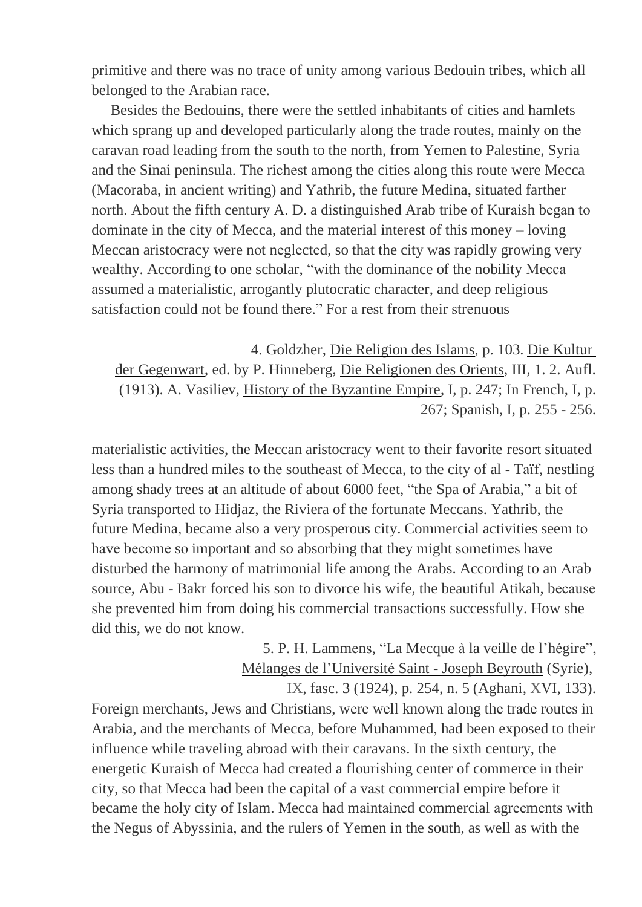primitive and there was no trace of unity among various Bedouin tribes, which all belonged to the Arabian race.

Besides the Bedouins, there were the settled inhabitants of cities and hamlets which sprang up and developed particularly along the trade routes, mainly on the caravan road leading from the south to the north, from Yemen to Palestine, Syria and the Sinai peninsula. The richest among the cities along this route were Mecca (Macoraba, in ancient writing) and Yathrib, the future Medina, situated farther north. About the fifth century A. D. a distinguished Arab tribe of Kuraish began to dominate in the city of Mecca, and the material interest of this money – loving Meccan aristocracy were not neglected, so that the city was rapidly growing very wealthy. According to one scholar, "with the dominance of the nobility Mecca assumed a materialistic, arrogantly plutocratic character, and deep religious satisfaction could not be found there." For a rest from their strenuous

4. Goldzher, Die Religion des Islams, p. 103. Die Kultur der Gegenwart, ed. by P. Hinneberg, Die Religionen des Orients, III, 1. 2. Aufl. (1913). A. Vasiliev, History of the Byzantine Empire, I, p. 247; In French, I, p. 267; Spanish, I, p. 255 - 256.

materialistic activities, the Meccan aristocracy went to their favorite resort situated less than a hundred miles to the southeast of Mecca, to the city of al - Taïf, nestling among shady trees at an altitude of about 6000 feet, "the Spa of Arabia," a bit of Syria transported to Hidjaz, the Riviera of the fortunate Meccans. Yathrib, the future Medina, became also a very prosperous city. Commercial activities seem to have become so important and so absorbing that they might sometimes have disturbed the harmony of matrimonial life among the Arabs. According to an Arab source, Abu - Bakr forced his son to divorce his wife, the beautiful Atikah, because she prevented him from doing his commercial transactions successfully. How she did this, we do not know.

5. P. H. Lammens, "La Mecque à la veille de l'hégire", Mélanges de l'Université Saint - Joseph Beyrouth (Syrie), IX, fasc. 3 (1924), p. 254, n. 5 (Aghani, XVI, 133).

Foreign merchants, Jews and Christians, were well known along the trade routes in Arabia, and the merchants of Mecca, before Muhammed, had been exposed to their influence while traveling abroad with their caravans. In the sixth century, the energetic Kuraish of Mecca had created a flourishing center of commerce in their city, so that Mecca had been the capital of a vast commercial empire before it became the holy city of Islam. Mecca had maintained commercial agreements with the Negus of Abyssinia, and the rulers of Yemen in the south, as well as with the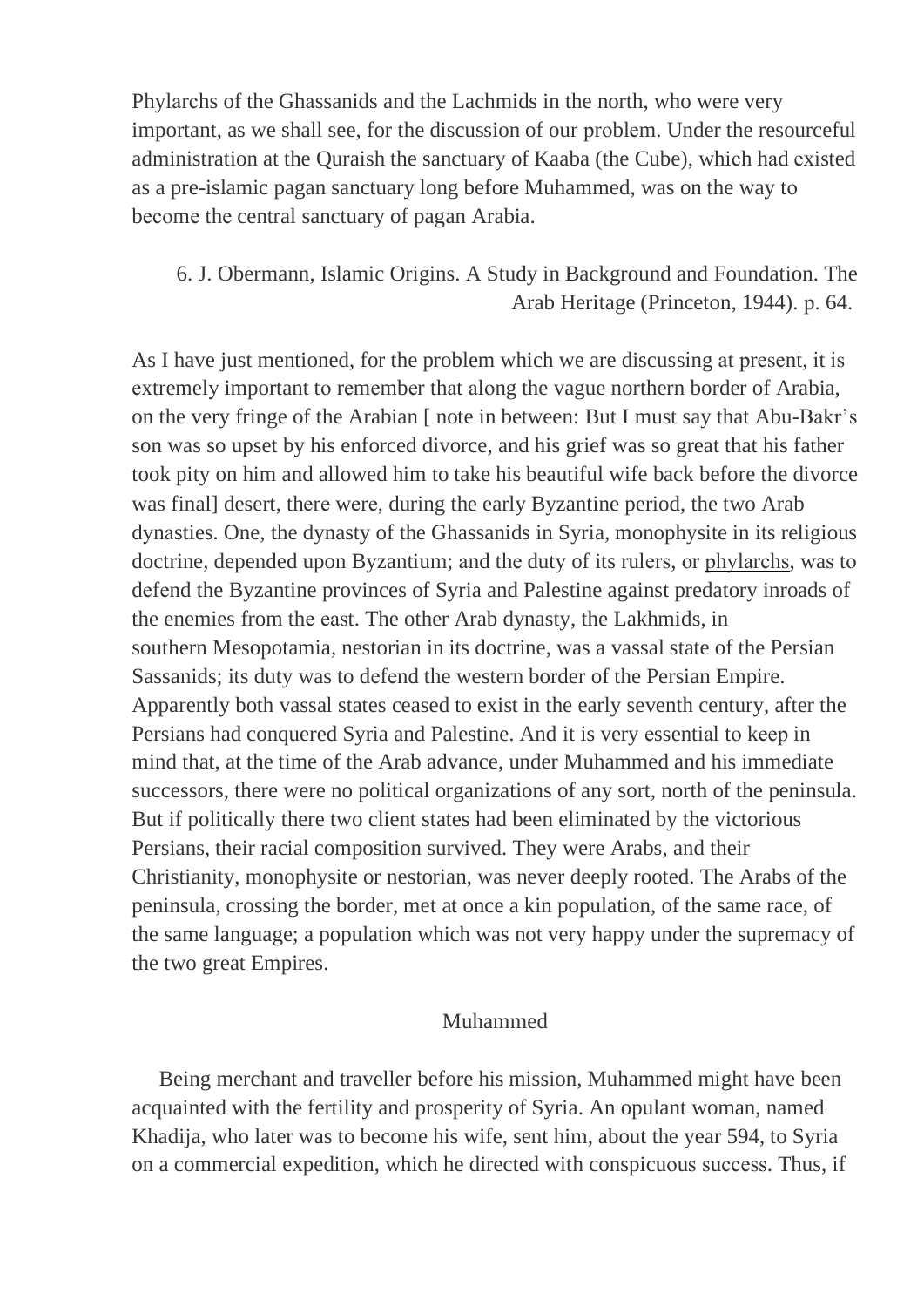Phylarchs of the Ghassanids and the Lachmids in the north, who were very important, as we shall see, for the discussion of our problem. Under the resourceful administration at the Quraish the sanctuary of Kaaba (the Cube), which had existed as a pre-islamic pagan sanctuary long before Muhammed, was on the way to become the central sanctuary of pagan Arabia.

6. J. Obermann, Islamic Origins. A Study in Background and Foundation. The Arab Heritage (Princeton, 1944). p. 64.

As I have just mentioned, for the problem which we are discussing at present, it is extremely important to remember that along the vague northern border of Arabia, on the very fringe of the Arabian [ note in between: But I must say that Abu-Bakr's son was so upset by his enforced divorce, and his grief was so great that his father took pity on him and allowed him to take his beautiful wife back before the divorce was final] desert, there were, during the early Byzantine period, the two Arab dynasties. One, the dynasty of the Ghassanids in Syria, monophysite in its religious doctrine, depended upon Byzantium; and the duty of its rulers, or phylarchs, was to defend the Byzantine provinces of Syria and Palestine against predatory inroads of the enemies from the east. The other Arab dynasty, the Lakhmids, in southern Mesopotamia, nestorian in its doctrine, was a vassal state of the Persian Sassanids; its duty was to defend the western border of the Persian Empire. Apparently both vassal states ceased to exist in the early seventh century, after the Persians had conquered Syria and Palestine. And it is very essential to keep in mind that, at the time of the Arab advance, under Muhammed and his immediate successors, there were no political organizations of any sort, north of the peninsula. But if politically there two client states had been eliminated by the victorious Persians, their racial composition survived. They were Arabs, and their Christianity, monophysite or nestorian, was never deeply rooted. The Arabs of the peninsula, crossing the border, met at once a kin population, of the same race, of the same language; a population which was not very happy under the supremacy of the two great Empires.

## Muhammed

Being merchant and traveller before his mission, Muhammed might have been acquainted with the fertility and prosperity of Syria. An opulant woman, named Khadija, who later was to become his wife, sent him, about the year 594, to Syria on a commercial expedition, which he directed with conspicuous success. Thus, if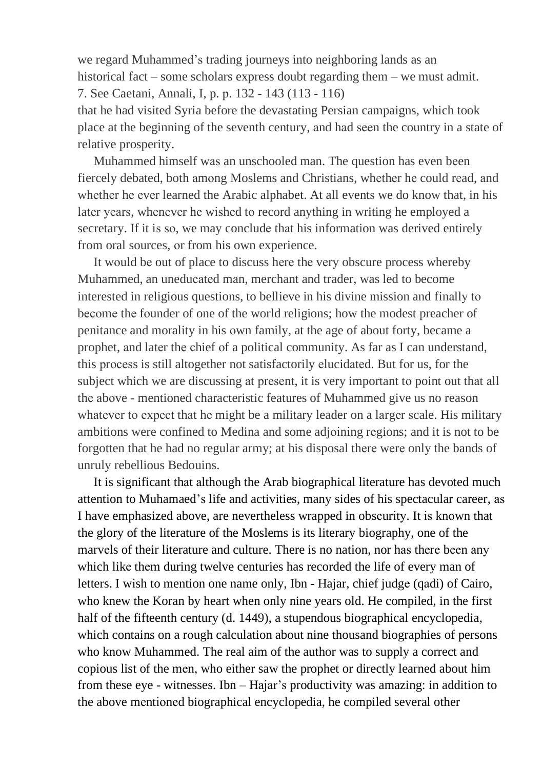we regard Muhammed's trading journeys into neighboring lands as an historical fact – some scholars express doubt regarding them – we must admit.

7. See Caetani, Annali, I, p. p. 132 - 143 (113 - 116)

that he had visited Syria before the devastating Persian campaigns, which took place at the beginning of the seventh century, and had seen the country in a state of relative prosperity.

Muhammed himself was an unschooled man. The question has even been fiercely debated, both among Moslems and Christians, whether he could read, and whether he ever learned the Arabic alphabet. At all events we do know that, in his later years, whenever he wished to record anything in writing he employed a secretary. If it is so, we may conclude that his information was derived entirely from oral sources, or from his own experience.

It would be out of place to discuss here the very obscure process whereby Muhammed, an uneducated man, merchant and trader, was led to become interested in religious questions, to bellieve in his divine mission and finally to become the founder of one of the world religions; how the modest preacher of penitance and morality in his own family, at the age of about forty, became a prophet, and later the chief of a political community. As far as I can understand, this process is still altogether not satisfactorily elucidated. But for us, for the subject which we are discussing at present, it is very important to point out that all the above - mentioned characteristic features of Muhammed give us no reason whatever to expect that he might be a military leader on a larger scale. His military ambitions were confined to Medina and some adjoining regions; and it is not to be forgotten that he had no regular army; at his disposal there were only the bands of unruly rebellious Bedouins.

It is significant that although the Arab biographical literature has devoted much attention to Muhamaed's life and activities, many sides of his spectacular career, as I have emphasized above, are nevertheless wrapped in obscurity. It is known that the glory of the literature of the Moslems is its literary biography, one of the marvels of their literature and culture. There is no nation, nor has there been any which like them during twelve centuries has recorded the life of every man of letters. I wish to mention one name only, Ibn - Hajar, chief judge (qadi) of Cairo, who knew the Koran by heart when only nine years old. He compiled, in the first half of the fifteenth century (d. 1449), a stupendous biographical encyclopedia, which contains on a rough calculation about nine thousand biographies of persons who know Muhammed. The real aim of the author was to supply a correct and copious list of the men, who either saw the prophet or directly learned about him from these eye - witnesses. Ibn – Hajar's productivity was amazing: in addition to the above mentioned biographical encyclopedia, he compiled several other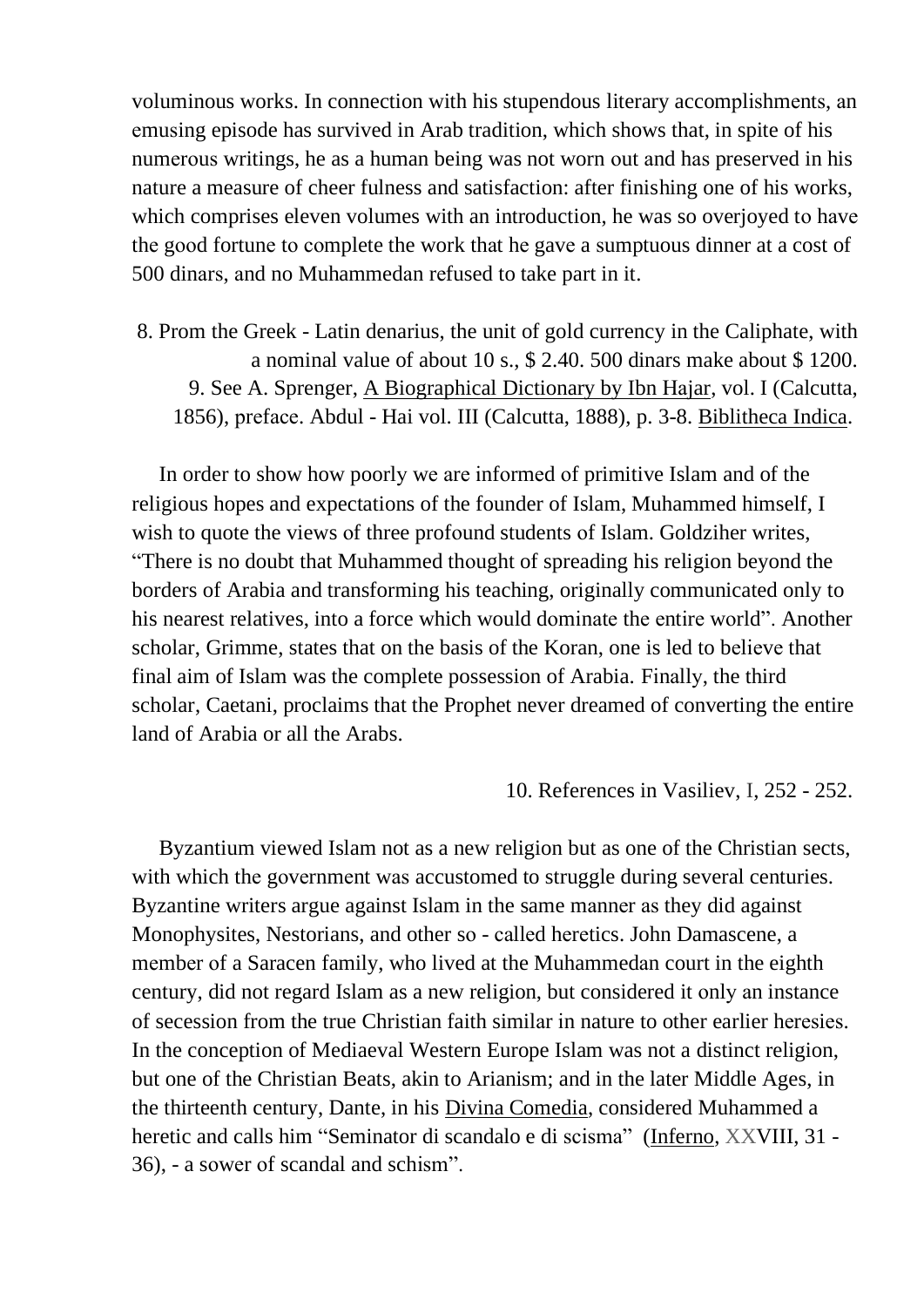voluminous works. In connection with his stupendous literary accomplishments, an emusing episode has survived in Arab tradition, which shows that, in spite of his numerous writings, he as a human being was not worn out and has preserved in his nature a measure of cheer fulness and satisfaction: after finishing one of his works, which comprises eleven volumes with an introduction, he was so overjoyed to have the good fortune to complete the work that he gave a sumptuous dinner at a cost of 500 dinars, and no Muhammedan refused to take part in it.

8. Prom the Greek - Latin denarius, the unit of gold currency in the Caliphate, with a nominal value of about 10 s., $ 2.40. 500 dinars make about $ 1200.

9. See A. Sprenger, <u>A Biographical Dictionary by Ibn Hajar</u>, vol. I (Calcutta, 1856), preface. Abdul - Hai vol. III (Calcutta, 1888), p. 3-8. <u>Biblitheca Indica</u>.

In order to show how poorly we are informed of primitive Islam and of the religious hopes and expectations of the founder of Islam, Muhammed himself, I wish to quote the views of three profound students of Islam. Goldziher writes, “There is no doubt that Muhammed thought of spreading his religion beyond the borders of Arabia and transforming his teaching, originally communicated only to his nearest relatives, into a force which would dominate the entire world”. Another scholar, Grimme, states that on the basis of the Koran, one is led to believe that final aim of Islam was the complete possession of Arabia. Finally, the third scholar, Caetani, proclaims that the Prophet never dreamed of converting the entire land of Arabia or all the Arabs.

10. References in Vasiliev, I, 252 - 252.

Byzantium viewed Islam not as a new religion but as one of the Christian sects, with which the government was accustomed to struggle during several centuries. Byzantine writers argue against Islam in the same manner as they did against Monophysites, Nestorians, and other so - called heretics. John Damascene, a member of a Saracen family, who lived at the Muhammedan court in the eighth century, did not regard Islam as a new religion, but considered it only an instance of secession from the true Christian faith similar in nature to other earlier heresies. In the conception of Mediaeval Western Europe Islam was not a distinct religion, but one of the Christian Beats, akin to Arianism; and in the later Middle Ages, in the thirteenth century, Dante, in his <u>Divina Comedia</u>, considered Muhammed a heretic and calls him “Seminator di scandalo e di scisma” (<u>Inferno</u>, XXVIII, 31 - 36), - a sower of scandal and schism”.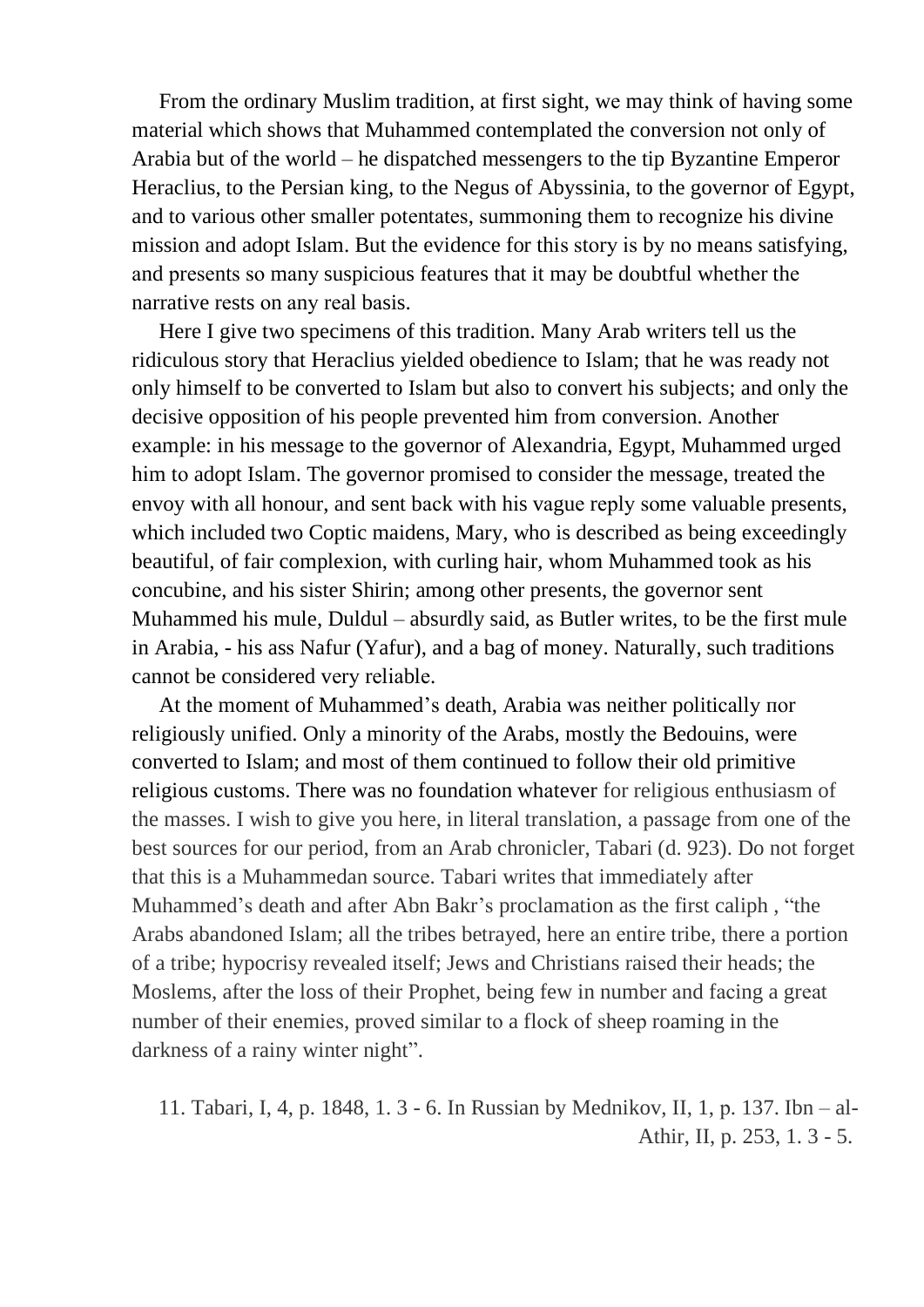From the ordinary Muslim tradition, at first sight, we may think of having some material which shows that Muhammed contemplated the conversion not only of Arabia but of the world – he dispatched messengers to the tip Byzantine Emperor Heraclius, to the Persian king, to the Negus of Abyssinia, to the governor of Egypt, and to various other smaller potentates, summoning them to recognize his divine mission and adopt Islam. But the evidence for this story is by no means satisfying, and presents so many suspicious features that it may be doubtful whether the narrative rests on any real basis.

Here I give two specimens of this tradition. Many Arab writers tell us the ridiculous story that Heraclius yielded obedience to Islam; that he was ready not only himself to be converted to Islam but also to convert his subjects; and only the decisive opposition of his people prevented him from conversion. Another example: in his message to the governor of Alexandria, Egypt, Muhammed urged him to adopt Islam. The governor promised to consider the message, treated the envoy with all honour, and sent back with his vague reply some valuable presents, which included two Coptic maidens, Mary, who is described as being exceedingly beautiful, of fair complexion, with curling hair, whom Muhammed took as his concubine, and his sister Shirin; among other presents, the governor sent Muhammed his mule, Duldul – absurdly said, as Butler writes, to be the first mule in Arabia, - his ass Nafur (Yafur), and a bag of money. Naturally, such traditions cannot be considered very reliable.

At the moment of Muhammed's death, Arabia was neither politically пor religiously unified. Only a minority of the Arabs, mostly the Bedouins, were converted to Islam; and most of them continued to follow their old primitive religious customs. There was no foundation whatever for religious enthusiasm of the masses. I wish to give you here, in literal translation, a passage from one of the best sources for our period, from an Arab chronicler, Tabari (d. 923). Do not forget that this is a Muhammedan source. Tabari writes that immediately after Muhammed's death and after Abn Bakr's proclamation as the first caliph , "the Arabs abandoned Islam; all the tribes betrayed, here an entire tribe, there a portion of a tribe; hypocrisy revealed itself; Jews and Christians raised their heads; the Moslems, after the loss of their Prophet, being few in number and facing a great number of their enemies, proved similar to a flock of sheep roaming in the darkness of a rainy winter night".

11. Tabari, I, 4, p. 1848, 1. 3 - 6. In Russian by Mednikov, II, 1, p. 137. Ibn – al-Athir, II, p. 253, 1. 3 - 5.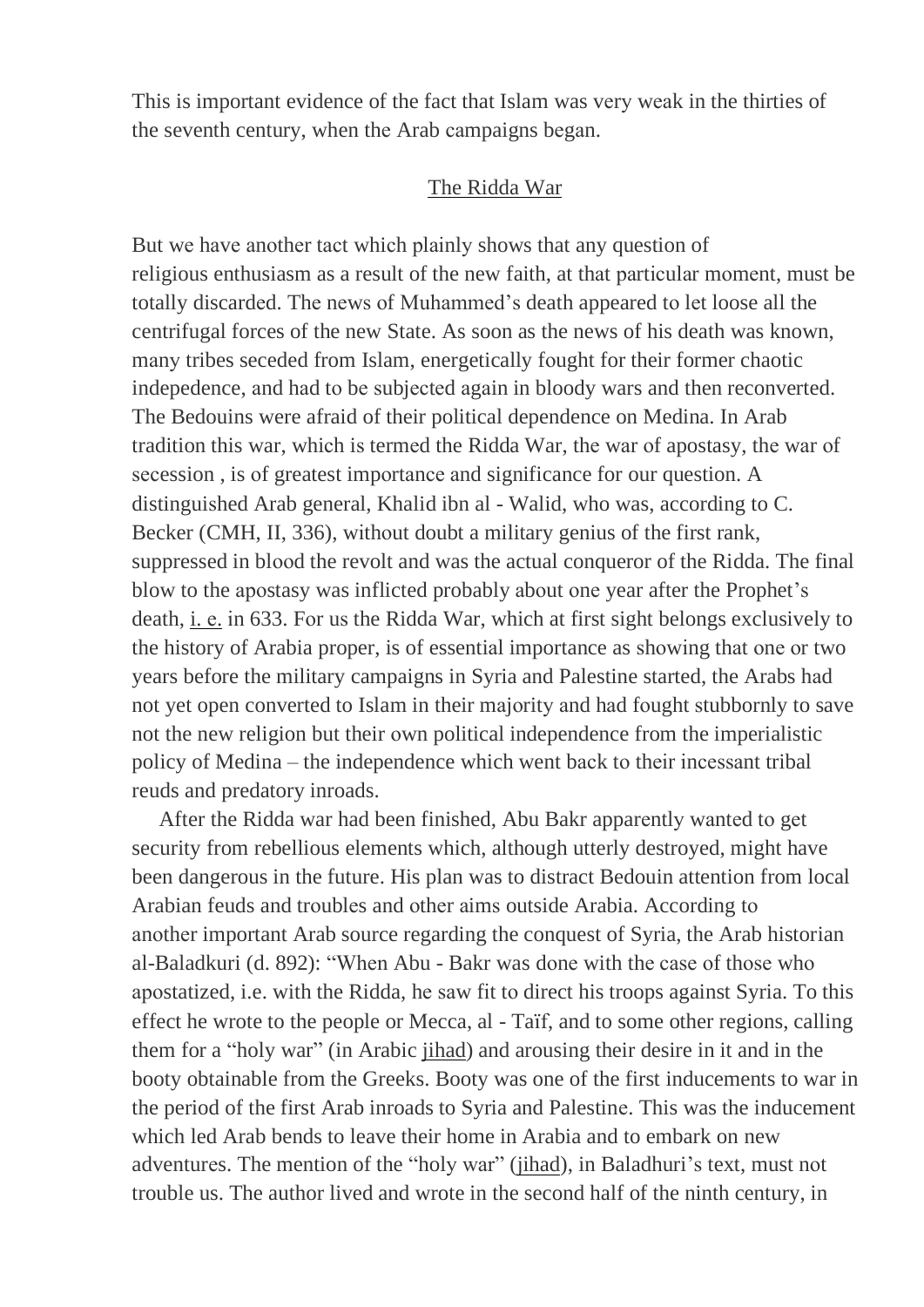This is important evidence of the fact that Islam was very weak in the thirties of the seventh century, when the Arab campaigns began.

## The Ridda War

But we have another tact which plainly shows that any question of religious enthusiasm as a result of the new faith, at that particular moment, must be totally discarded. The news of Muhammed's death appeared to let loose all the centrifugal forces of the new State. As soon as the news of his death was known, many tribes seceded from Islam, energetically fought for their former chaotic indepedence, and had to be subjected again in bloody wars and then reconverted. The Bedouins were afraid of their political dependence on Medina. In Arab tradition this war, which is termed the Ridda War, the war of apostasy, the war of secession , is of greatest importance and significance for our question. A distinguished Arab general, Khalid ibn al - Walid, who was, according to C. Becker (CMH, II, 336), without doubt a military genius of the first rank, suppressed in blood the revolt and was the actual conqueror of the Ridda. The final blow to the apostasy was inflicted probably about one year after the Prophet's death, i. e. in 633. For us the Ridda War, which at first sight belongs exclusively to the history of Arabia proper, is of essential importance as showing that one or two years before the military campaigns in Syria and Palestine started, the Arabs had not yet open converted to Islam in their majority and had fought stubbornly to save not the new religion but their own political independence from the imperialistic policy of Medina – the independence which went back to their incessant tribal reuds and predatory inroads.

After the Ridda war had been finished, Abu Bakr apparently wanted to get security from rebellious elements which, although utterly destroyed, might have been dangerous in the future. His plan was to distract Bedouin attention from local Arabian feuds and troubles and other aims outside Arabia. According to another important Arab source regarding the conquest of Syria, the Arab historian al-Baladkuri (d. 892): "When Abu - Bakr was done with the case of those who apostatized, i.e. with the Ridda, he saw fit to direct his troops against Syria. To this effect he wrote to the people or Mecca, al - Taïf, and to some other regions, calling them for a "holy war" (in Arabic jihad) and arousing their desire in it and in the booty obtainable from the Greeks. Booty was one of the first inducements to war in the period of the first Arab inroads to Syria and Palestine. This was the inducement which led Arab bends to leave their home in Arabia and to embark on new adventures. The mention of the "holy war" (jihad), in Baladhuri's text, must not trouble us. The author lived and wrote in the second half of the ninth century, in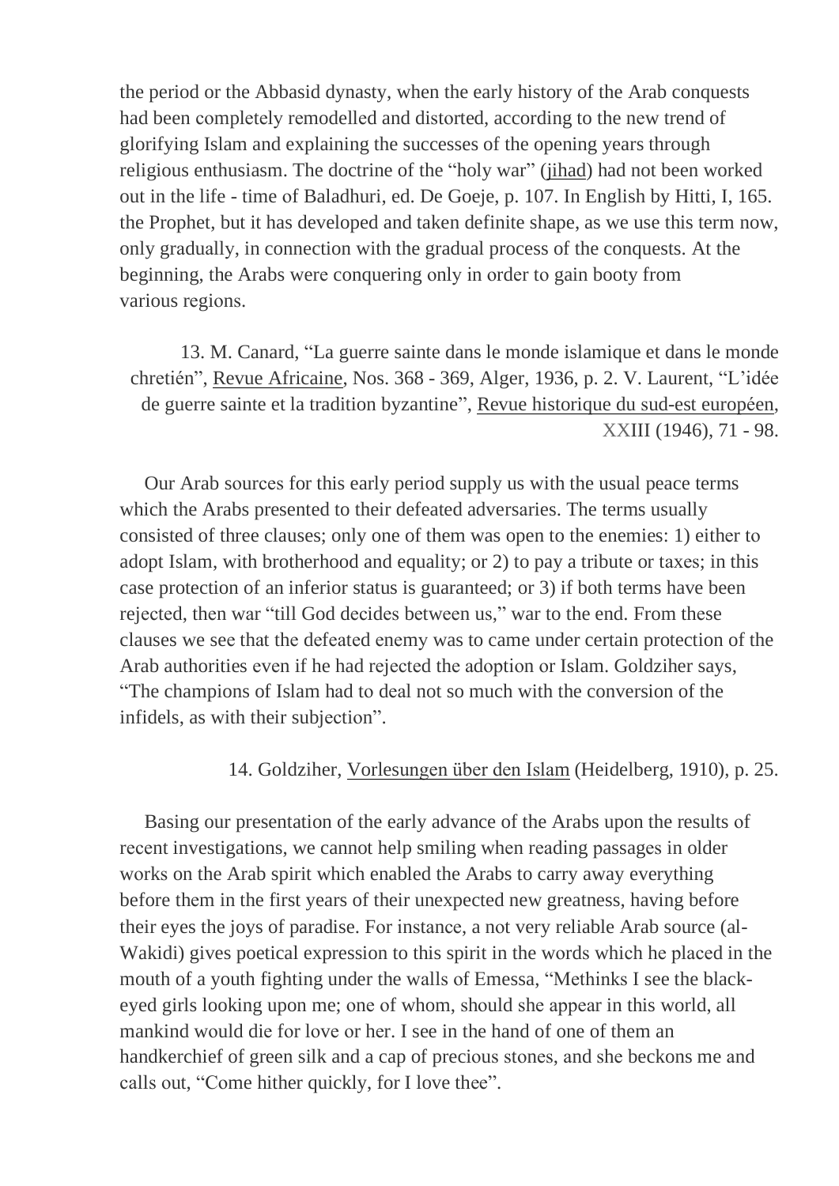the period or the Abbasid dynasty, when the early history of the Arab conquests had been completely remodelled and distorted, according to the new trend of glorifying Islam and explaining the successes of the opening years through religious enthusiasm. The doctrine of the "holy war" (jihad) had not been worked out in the life - time of Baladhuri, ed. De Goeje, p. 107. In English by Hitti, I, 165. the Prophet, but it has developed and taken definite shape, as we use this term now, only gradually, in connection with the gradual process of the conquests. At the beginning, the Arabs were conquering only in order to gain booty from various regions.

13. M. Canard, "La guerre sainte dans le monde islamique et dans le monde chretién", Revue Africaine, Nos. 368 - 369, Alger, 1936, p. 2. V. Laurent, "L'idée de guerre sainte et la tradition byzantine", Revue historique du sud-est européen, XXIII (1946), 71 - 98.

Our Arab sources for this early period supply us with the usual peace terms which the Arabs presented to their defeated adversaries. The terms usually consisted of three clauses; only one of them was open to the enemies: 1) either to adopt Islam, with brotherhood and equality; or 2) to pay a tribute or taxes; in this case protection of an inferior status is guaranteed; or 3) if both terms have been rejected, then war "till God decides between us," war to the end. From these clauses we see that the defeated enemy was to came under certain protection of the Arab authorities even if he had rejected the adoption or Islam. Goldziher says, "The champions of Islam had to deal not so much with the conversion of the infidels, as with their subjection".

14. Goldziher, Vorlesungen über den Islam (Heidelberg, 1910), p. 25.

Basing our presentation of the early advance of the Arabs upon the results of recent investigations, we cannot help smiling when reading passages in older works on the Arab spirit which enabled the Arabs to carry away everything before them in the first years of their unexpected new greatness, having before their eyes the joys of paradise. For instance, a not very reliable Arab source (al-Wakidi) gives poetical expression to this spirit in the words which he placed in the mouth of a youth fighting under the walls of Emessa, "Methinks I see the black-eyed girls looking upon me; one of whom, should she appear in this world, all mankind would die for love or her. I see in the hand of one of them an handkerchief of green silk and a cap of precious stones, and she beckons me and calls out, "Come hither quickly, for I love thee".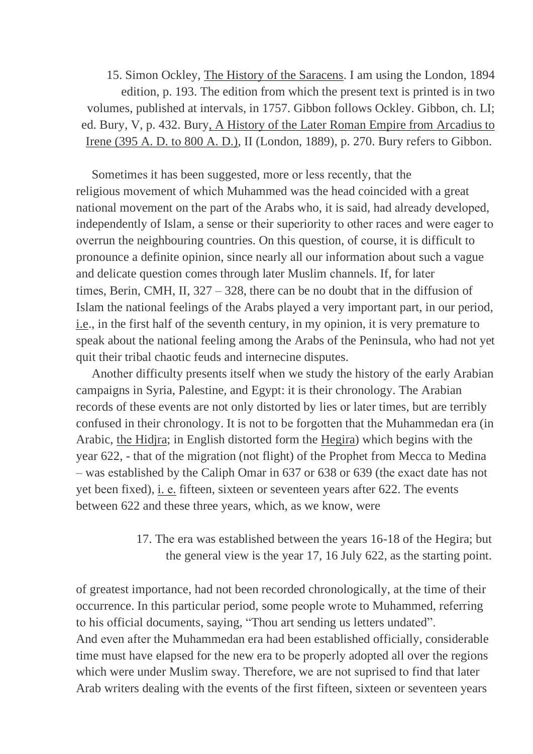15. Simon Ockley, The History of the Saracens. I am using the London, 1894 edition, p. 193. The edition from which the present text is printed is in two volumes, published at intervals, in 1757. Gibbon follows Ockley. Gibbon, ch. LI; ed. Bury, V, p. 432. Bury, A History of the Later Roman Empire from Arcadius to Irene (395 A. D. to 800 A. D.), II (London, 1889), p. 270. Bury refers to Gibbon.

Sometimes it has been suggested, more or less recently, that the religious movement of which Muhammed was the head coincided with a great national movement on the part of the Arabs who, it is said, had already developed, independently of Islam, a sense or their superiority to other races and were eager to overrun the neighbouring countries. On this question, of course, it is difficult to pronounce a definite opinion, since nearly all our information about such a vague and delicate question comes through later Muslim channels. If, for later times, Berin, CMH, II, 327 – 328, there can be no doubt that in the diffusion of Islam the national feelings of the Arabs played a very important part, in our period, i.e., in the first half of the seventh century, in my opinion, it is very premature to speak about the national feeling among the Arabs of the Peninsula, who had not yet quit their tribal chaotic feuds and internecine disputes.

Another difficulty presents itself when we study the history of the early Arabian campaigns in Syria, Palestine, and Egypt: it is their chronology. The Arabian records of these events are not only distorted by lies or later times, but are terribly confused in their chronology. It is not to be forgotten that the Muhammedan era (in Arabic, the Hidjra; in English distorted form the Hegira) which begins with the year 622, - that of the migration (not flight) of the Prophet from Mecca to Medina – was established by the Caliph Omar in 637 or 638 or 639 (the exact date has not yet been fixed), i. e. fifteen, sixteen or seventeen years after 622. The events between 622 and these three years, which, as we know, were

17. The era was established between the years 16-18 of the Hegira; but the general view is the year 17, 16 July 622, as the starting point.

of greatest importance, had not been recorded chronologically, at the time of their occurrence. In this particular period, some people wrote to Muhammed, referring to his official documents, saying, "Thou art sending us letters undated". And even after the Muhammedan era had been established officially, considerable time must have elapsed for the new era to be properly adopted all over the regions which were under Muslim sway. Therefore, we are not suprised to find that later Arab writers dealing with the events of the first fifteen, sixteen or seventeen years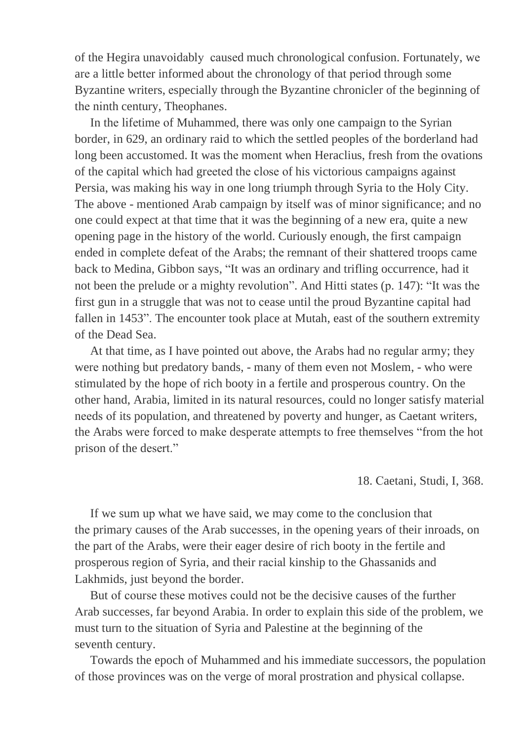of the Hegira unavoidably caused much chronological confusion. Fortunately, we are a little better informed about the chronology of that period through some Byzantine writers, especially through the Byzantine chronicler of the beginning of the ninth century, Theophanes.

In the lifetime of Muhammed, there was only one campaign to the Syrian border, in 629, an ordinary raid to which the settled peoples of the borderland had long been accustomed. It was the moment when Heraclius, fresh from the ovations of the capital which had greeted the close of his victorious campaigns against Persia, was making his way in one long triumph through Syria to the Holy City. The above - mentioned Arab campaign by itself was of minor significance; and no one could expect at that time that it was the beginning of a new era, quite a new opening page in the history of the world. Curiously enough, the first campaign ended in complete defeat of the Arabs; the remnant of their shattered troops came back to Medina, Gibbon says, "It was an ordinary and trifling occurrence, had it not been the prelude or a mighty revolution". And Hitti states (p. 147): "It was the first gun in a struggle that was not to cease until the proud Byzantine capital had fallen in 1453". The encounter took place at Mutah, east of the southern extremity of the Dead Sea.

At that time, as I have pointed out above, the Arabs had no regular army; they were nothing but predatory bands, - many of them even not Moslem, - who were stimulated by the hope of rich booty in a fertile and prosperous country. On the other hand, Arabia, limited in its natural resources, could no longer satisfy material needs of its population, and threatened by poverty and hunger, as Caetant writers, the Arabs were forced to make desperate attempts to free themselves "from the hot prison of the desert."

18. Caetani, Studi, I, 368.

If we sum up what we have said, we may come to the conclusion that the primary causes of the Arab successes, in the opening years of their inroads, on the part of the Arabs, were their eager desire of rich booty in the fertile and prosperous region of Syria, and their racial kinship to the Ghassanids and Lakhmids, just beyond the border.

But of course these motives could not be the decisive causes of the further Arab successes, far beyond Arabia. In order to explain this side of the problem, we must turn to the situation of Syria and Palestine at the beginning of the seventh century.

Towards the epoch of Muhammed and his immediate successors, the population of those provinces was on the verge of moral prostration and physical collapse.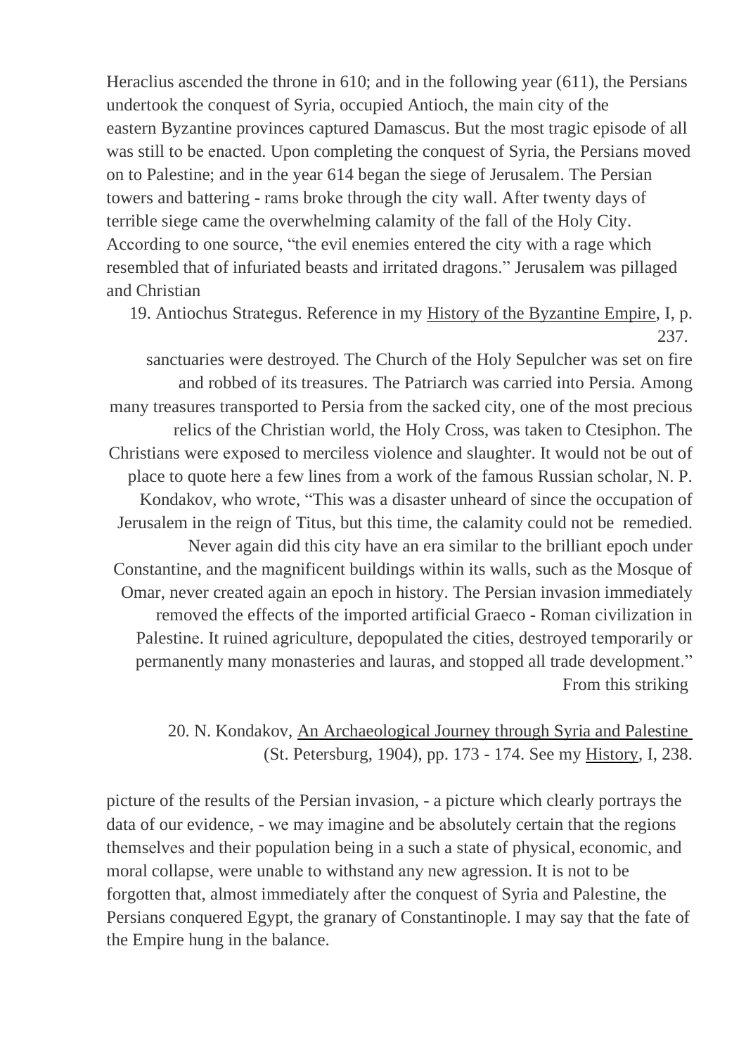Heraclius ascended the throne in 610; and in the following year (611), the Persians undertook the conquest of Syria, occupied Antioch, the main city of the eastern Byzantine provinces captured Damascus. But the most tragic episode of all was still to be enacted. Upon completing the conquest of Syria, the Persians moved on to Palestine; and in the year 614 began the siege of Jerusalem. The Persian towers and battering - rams broke through the city wall. After twenty days of terrible siege came the overwhelming calamity of the fall of the Holy City. According to one source, "the evil enemies entered the city with a rage which resembled that of infuriated beasts and irritated dragons." Jerusalem was pillaged and Christian sanctuaries were destroyed. The Church of the Holy Sepulcher was set on fire and robbed of its treasures. The Patriarch was carried into Persia. Among many treasures transported to Persia from the sacked city, one of the most precious relics of the Christian world, the Holy Cross, was taken to Ctesiphon. The Christians were exposed to merciless violence and slaughter. It would not be out of place to quote here a few lines from a work of the famous Russian scholar, N. P. Kondakov, who wrote, "This was a disaster unheard of since the occupation of Jerusalem in the reign of Titus, but this time, the calamity could not be remedied. Never again did this city have an era similar to the brilliant epoch under Constantine, and the magnificent buildings within its walls, such as the Mosque of Omar, never created again an epoch in history. The Persian invasion immediately removed the effects of the imported artificial Graeco - Roman civilization in Palestine. It ruined agriculture, depopulated the cities, destroyed temporarily or permanently many monasteries and lauras, and stopped all trade development." From this striking picture of the results of the Persian invasion, - a picture which clearly portrays the data of our evidence, - we may imagine and be absolutely certain that the regions themselves and their population being in a such a state of physical, economic, and moral collapse, were unable to withstand any new agression. It is not to be forgotten that, almost immediately after the conquest of Syria and Palestine, the Persians conquered Egypt, the granary of Constantinople. I may say that the fate of the Empire hung in the balance.

19. Antiochus Strategus. Reference in my History of the Byzantine Empire, I, p. 237.

20. N. Kondakov, An Archaeological Journey through Syria and Palestine (St. Petersburg, 1904), pp. 173 - 174. See my History, I, 238.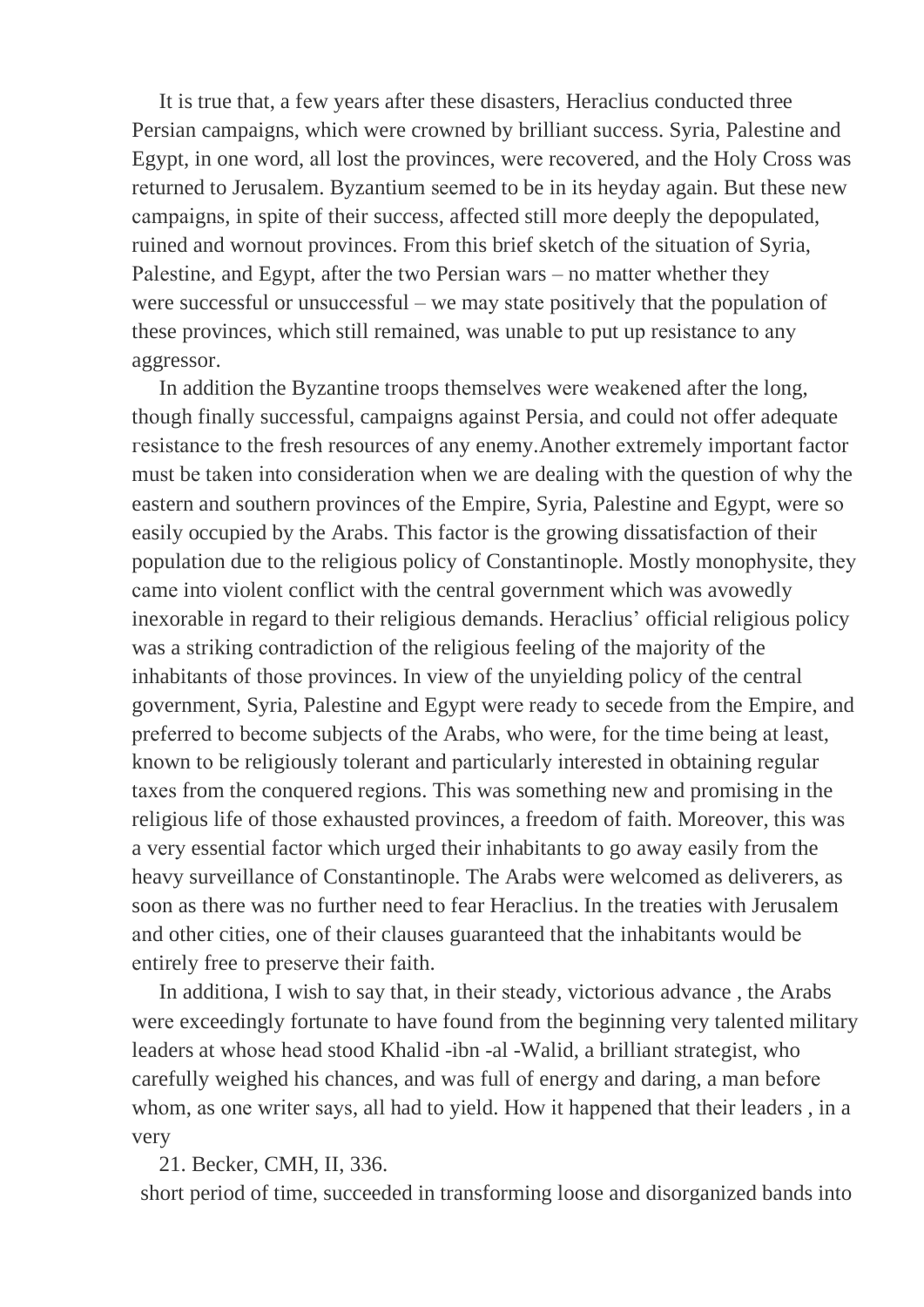It is true that, a few years after these disasters, Heraclius conducted three Persian campaigns, which were crowned by brilliant success. Syria, Palestine and Egypt, in one word, all lost the provinces, were recovered, and the Holy Cross was returned to Jerusalem. Byzantium seemed to be in its heyday again. But these new campaigns, in spite of their success, affected still more deeply the depopulated, ruined and wornout provinces. From this brief sketch of the situation of Syria, Palestine, and Egypt, after the two Persian wars – no matter whether they were successful or unsuccessful – we may state positively that the population of these provinces, which still remained, was unable to put up resistance to any aggressor.

In addition the Byzantine troops themselves were weakened after the long, though finally successful, campaigns against Persia, and could not offer adequate resistance to the fresh resources of any enemy.Another extremely important factor must be taken into consideration when we are dealing with the question of why the eastern and southern provinces of the Empire, Syria, Palestine and Egypt, were so easily occupied by the Arabs. This factor is the growing dissatisfaction of their population due to the religious policy of Constantinople. Mostly monophysite, they came into violent conflict with the central government which was avowedly inexorable in regard to their religious demands. Heraclius' official religious policy was a striking contradiction of the religious feeling of the majority of the inhabitants of those provinces. In view of the unyielding policy of the central government, Syria, Palestine and Egypt were ready to secede from the Empire, and preferred to become subjects of the Arabs, who were, for the time being at least, known to be religiously tolerant and particularly interested in obtaining regular taxes from the conquered regions. This was something new and promising in the religious life of those exhausted provinces, a freedom of faith. Moreover, this was a very essential factor which urged their inhabitants to go away easily from the heavy surveillance of Constantinople. The Arabs were welcomed as deliverers, as soon as there was no further need to fear Heraclius. In the treaties with Jerusalem and other cities, one of their clauses guaranteed that the inhabitants would be entirely free to preserve their faith.

In additiona, I wish to say that, in their steady, victorious advance , the Arabs were exceedingly fortunate to have found from the beginning very talented military leaders at whose head stood Khalid -ibn -al -Walid, a brilliant strategist, who carefully weighed his chances, and was full of energy and daring, a man before whom, as one writer says, all had to yield. How it happened that their leaders , in a very

21. Becker, CMH, II, 336.

short period of time, succeeded in transforming loose and disorganized bands into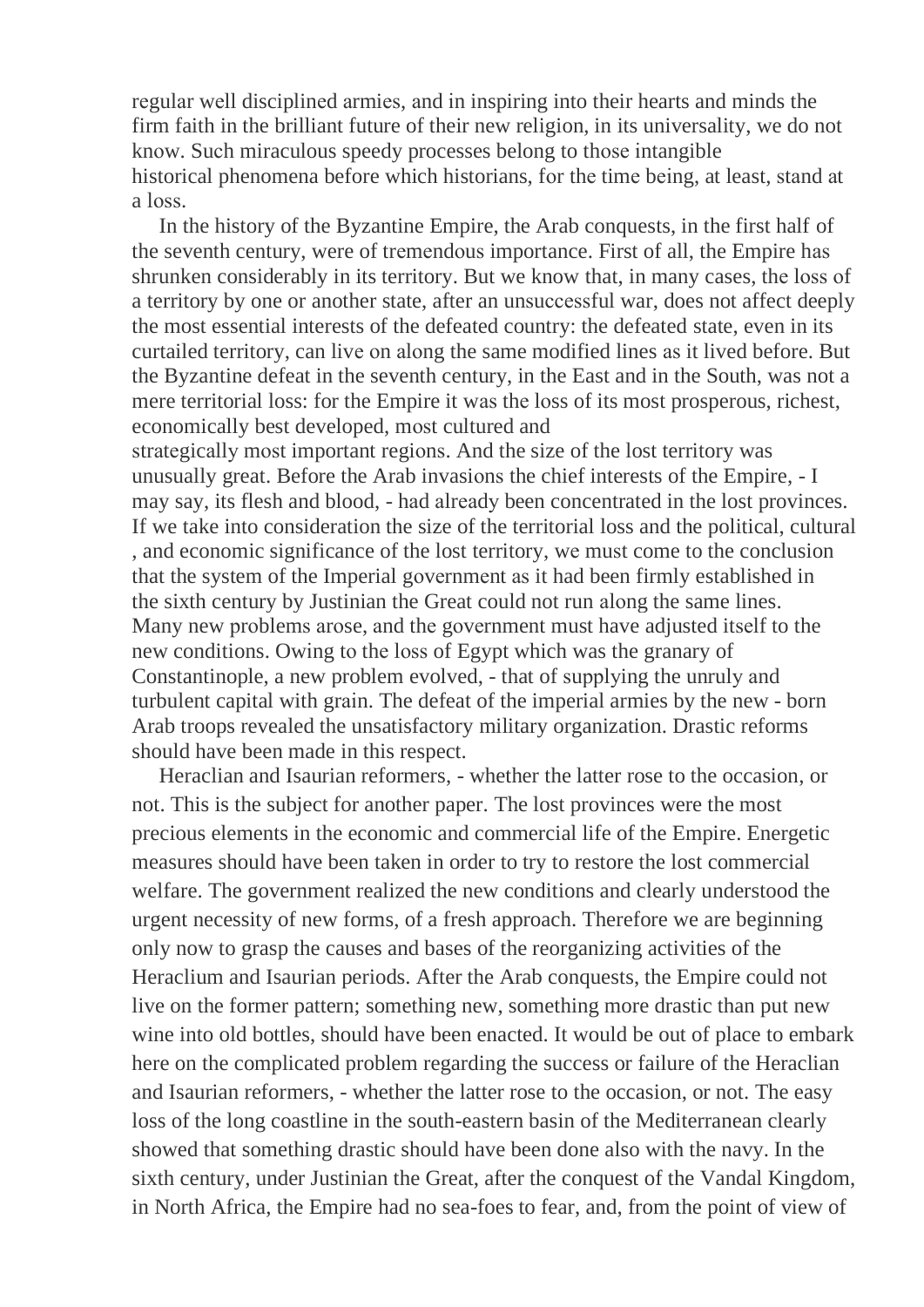regular well disciplined armies, and in inspiring into their hearts and minds the firm faith in the brilliant future of their new religion, in its universality, we do not know. Such miraculous speedy processes belong to those intangible historical phenomena before which historians, for the time being, at least, stand at a loss.

In the history of the Byzantine Empire, the Arab conquests, in the first half of the seventh century, were of tremendous importance. First of all, the Empire has shrunken considerably in its territory. But we know that, in many cases, the loss of a territory by one or another state, after an unsuccessful war, does not affect deeply the most essential interests of the defeated country: the defeated state, even in its curtailed territory, can live on along the same modified lines as it lived before. But the Byzantine defeat in the seventh century, in the East and in the South, was not a mere territorial loss: for the Empire it was the loss of its most prosperous, richest, economically best developed, most cultured and strategically most important regions. And the size of the lost territory was unusually great. Before the Arab invasions the chief interests of the Empire, - I may say, its flesh and blood, - had already been concentrated in the lost provinces. If we take into consideration the size of the territorial loss and the political, cultural , and economic significance of the lost territory, we must come to the conclusion that the system of the Imperial government as it had been firmly established in the sixth century by Justinian the Great could not run along the same lines. Many new problems arose, and the government must have adjusted itself to the new conditions. Owing to the loss of Egypt which was the granary of Constantinople, a new problem evolved, - that of supplying the unruly and turbulent capital with grain. The defeat of the imperial armies by the new - born Arab troops revealed the unsatisfactory military organization. Drastic reforms should have been made in this respect.

Heraclian and Isaurian reformers, - whether the latter rose to the occasion, or not. This is the subject for another paper. The lost provinces were the most precious elements in the economic and commercial life of the Empire. Energetic measures should have been taken in order to try to restore the lost commercial welfare. The government realized the new conditions and clearly understood the urgent necessity of new forms, of a fresh approach. Therefore we are beginning only now to grasp the causes and bases of the reorganizing activities of the Heraclium and Isaurian periods. After the Arab conquests, the Empire could not live on the former pattern; something new, something more drastic than put new wine into old bottles, should have been enacted. It would be out of place to embark here on the complicated problem regarding the success or failure of the Heraclian and Isaurian reformers, - whether the latter rose to the occasion, or not. The easy loss of the long coastline in the south-eastern basin of the Mediterranean clearly showed that something drastic should have been done also with the navy. In the sixth century, under Justinian the Great, after the conquest of the Vandal Kingdom, in North Africa, the Empire had no sea-foes to fear, and, from the point of view of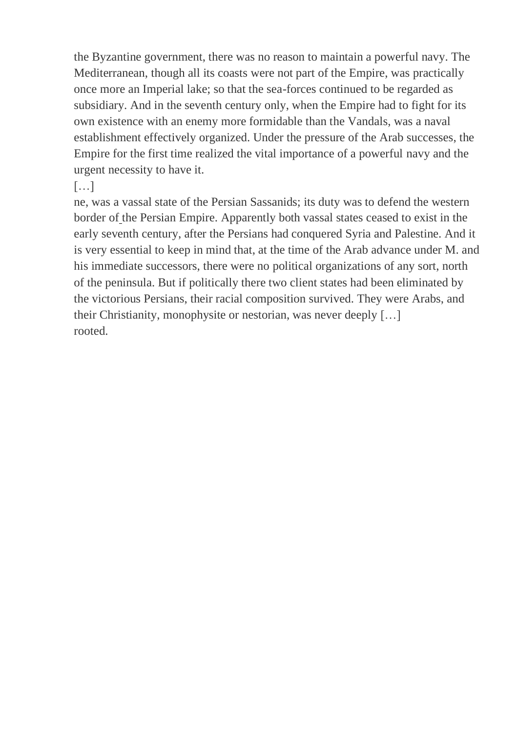the Byzantine government, there was no reason to maintain a powerful navy. The Mediterranean, though all its coasts were not part of the Empire, was practically once more an Imperial lake; so that the sea-forces continued to be regarded as subsidiary. And in the seventh century only, when the Empire had to fight for its own existence with an enemy more formidable than the Vandals, was a naval establishment effectively organized. Under the pressure of the Arab successes, the Empire for the first time realized the vital importance of a powerful navy and the urgent necessity to have it.

[…]

ne, was a vassal state of the Persian Sassanids; its duty was to defend the western border of the Persian Empire. Apparently both vassal states ceased to exist in the early seventh century, after the Persians had conquered Syria and Palestine. And it is very essential to keep in mind that, at the time of the Arab advance under M. and his immediate successors, there were no political organizations of any sort, north of the peninsula. But if politically there two client states had been eliminated by the victorious Persians, their racial composition survived. They were Arabs, and their Christianity, monophysite or nestorian, was never deeply […]
rooted.